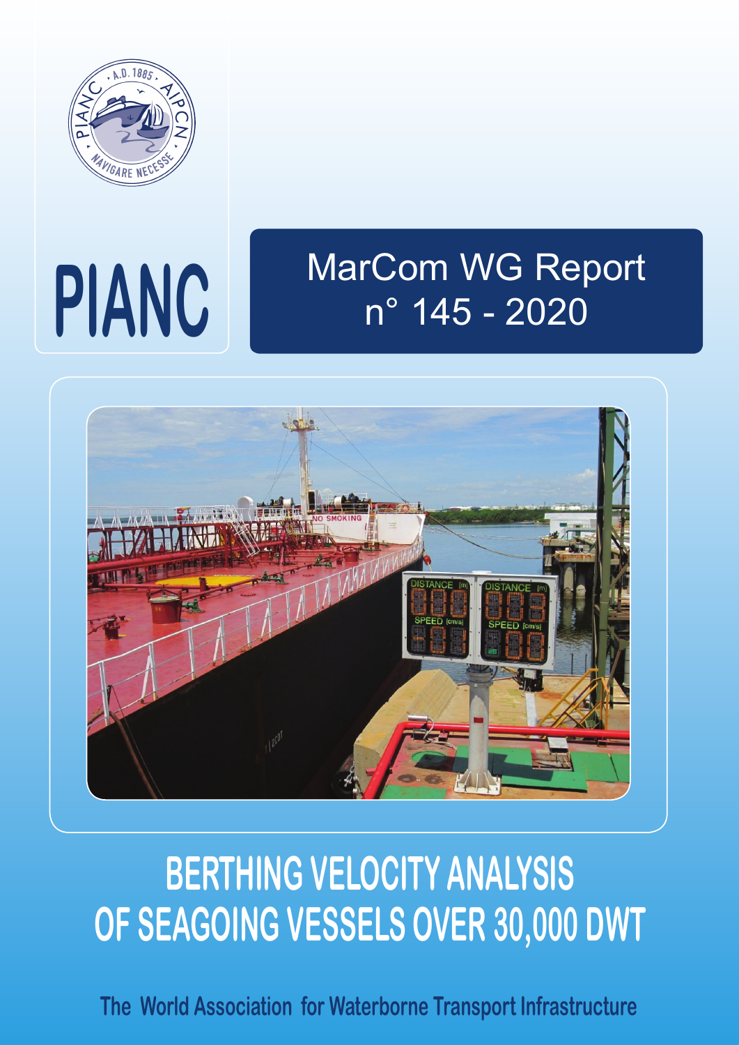PIANC

# MarCom WG Report n° 145 - 2020

# BERTHING VELOCITY ANALYSIS OF SEAGOING VESSELS OVER 30,000 DWT

The World Association for Waterborne Transport Infrastructure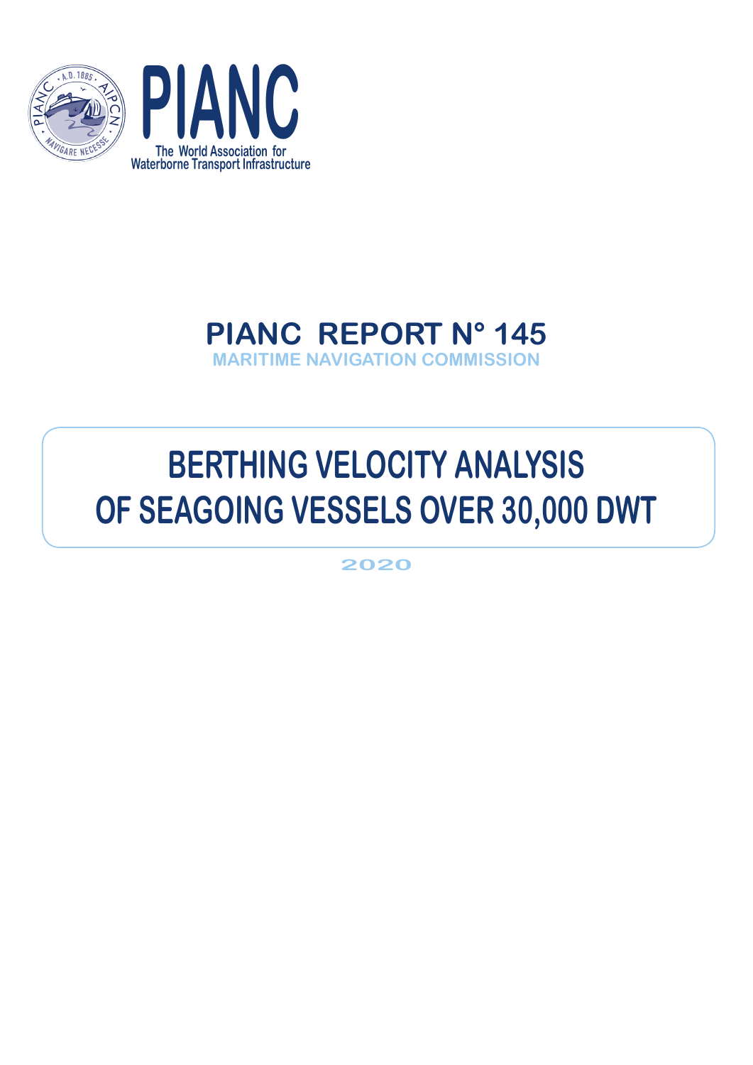PIANC

The World Association for Waterborne Transport Infrastructure

# PIANC REPORT N° 145

MARITIME NAVIGATION COMMISSION

# BERTHING VELOCITY ANALYSIS OF SEAGOING VESSELS OVER 30,000 DWT

2020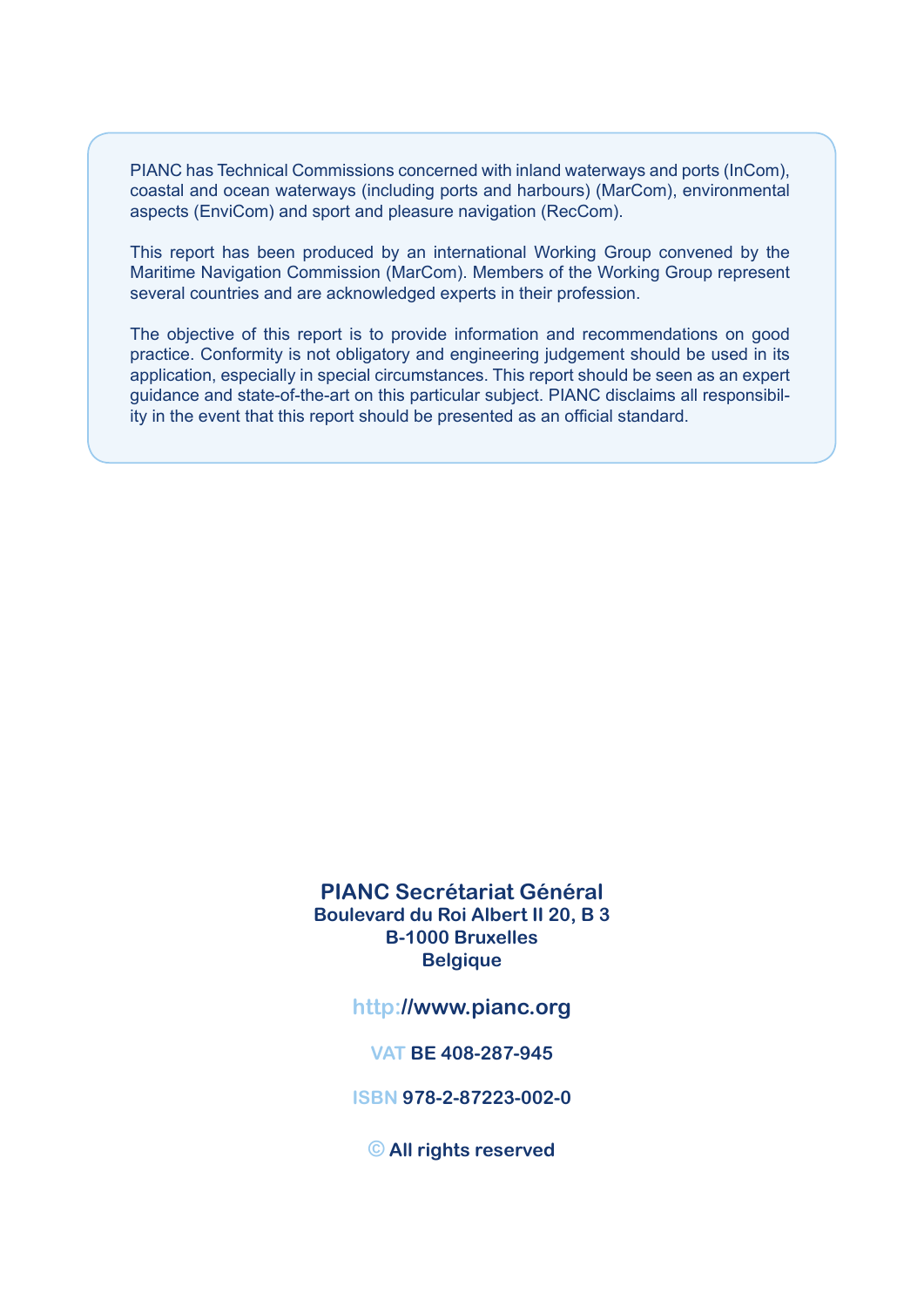PIANC has Technical Commissions concerned with inland waterways and ports (InCom), coastal and ocean waterways (including ports and harbours) (MarCom), environmental aspects (EnviCom) and sport and pleasure navigation (RecCom).

This report has been produced by an international Working Group convened by the Maritime Navigation Commission (MarCom). Members of the Working Group represent several countries and are acknowledged experts in their profession.

The objective of this report is to provide information and recommendations on good practice. Conformity is not obligatory and engineering judgement should be used in its application, especially in special circumstances. This report should be seen as an expert guidance and state-of-the-art on this particular subject. PIANC disclaims all responsibility in the event that this report should be presented as an official standard.

**PIANC Secrétariat Général**
**Boulevard du Roi Albert II 20, B 3**
**B-1000 Bruxelles**
**Belgique**

**http://www.pianc.org**

**VAT BE 408-287-945**

**ISBN 978-2-87223-002-0**

**© All rights reserved**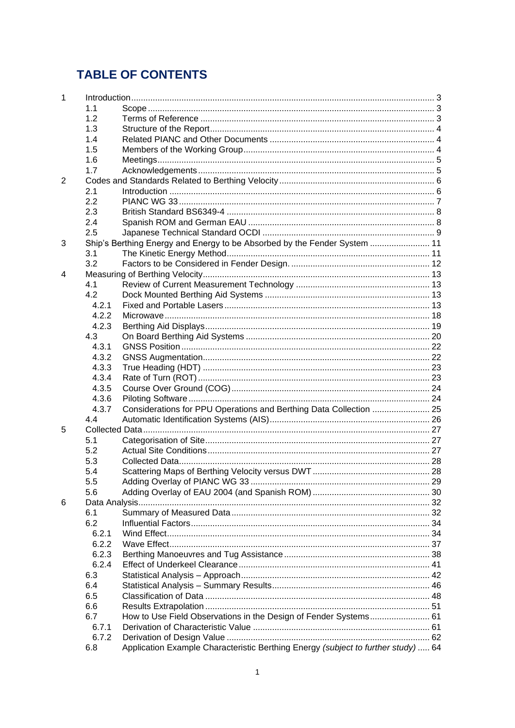# TABLE OF CONTENTS

| | | | |
|---|---|---|---|
| 1 | Introduction | | 3 |
| | 1.1 | Scope | 3 |
| | 1.2 | Terms of Reference | 3 |
| | 1.3 | Structure of the Report | 4 |
| | 1.4 | Related PIANC and Other Documents | 4 |
| | 1.5 | Members of the Working Group | 4 |
| | 1.6 | Meetings | 5 |
| | 1.7 | Acknowledgements | 5 |
| 2 | Codes and Standards Related to Berthing Velocity | | 6 |
| | 2.1 | Introduction | 6 |
| | 2.2 | PIANC WG 33 | 7 |
| | 2.3 | British Standard BS6349-4 | 8 |
| | 2.4 | Spanish ROM and German EAU | 8 |
| | 2.5 | Japanese Technical Standard OCDI | 9 |
| 3 | Ship's Berthing Energy and Energy to be Absorbed by the Fender System | | 11 |
| | 3.1 | The Kinetic Energy Method | 11 |
| | 3.2 | Factors to be Considered in Fender Design. | 12 |
| 4 | Measuring of Berthing Velocity | | 13 |
| | 4.1 | Review of Current Measurement Technology | 13 |
| | 4.2 | Dock Mounted Berthing Aid Systems | 13 |
| | 4.2.1 | Fixed and Portable Lasers | 13 |
| | 4.2.2 | Microwave | 18 |
| | 4.2.3 | Berthing Aid Displays | 19 |
| | 4.3 | On Board Berthing Aid Systems | 20 |
| | 4.3.1 | GNSS Position | 22 |
| | 4.3.2 | GNSS Augmentation | 22 |
| | 4.3.3 | True Heading (HDT) | 23 |
| | 4.3.4 | Rate of Turn (ROT) | 23 |
| | 4.3.5 | Course Over Ground (COG) | 24 |
| | 4.3.6 | Piloting Software | 24 |
| | 4.3.7 | Considerations for PPU Operations and Berthing Data Collection | 25 |
| | 4.4 | Automatic Identification Systems (AIS) | 26 |
| 5 | Collected Data | | 27 |
| | 5.1 | Categorisation of Site | 27 |
| | 5.2 | Actual Site Conditions | 27 |
| | 5.3 | Collected Data | 28 |
| | 5.4 | Scattering Maps of Berthing Velocity versus DWT | 28 |
| | 5.5 | Adding Overlay of PIANC WG 33 | 29 |
| | 5.6 | Adding Overlay of EAU 2004 (and Spanish ROM) | 30 |
| 6 | Data Analysis | | 32 |
| | 6.1 | Summary of Measured Data | 32 |
| | 6.2 | Influential Factors | 34 |
| | 6.2.1 | Wind Effect | 34 |
| | 6.2.2 | Wave Effect | 37 |
| | 6.2.3 | Berthing Manoeuvres and Tug Assistance | 38 |
| | 6.2.4 | Effect of Underkeel Clearance | 41 |
| | 6.3 | Statistical Analysis – Approach | 42 |
| | 6.4 | Statistical Analysis – Summary Results | 46 |
| | 6.5 | Classification of Data | 48 |
| | 6.6 | Results Extrapolation | 51 |
| | 6.7 | How to Use Field Observations in the Design of Fender Systems | 61 |
| | 6.7.1 | Derivation of Characteristic Value | 61 |
| | 6.7.2 | Derivation of Design Value | 62 |
| | 6.8 | Application Example Characteristic Berthing Energy *(subject to further study)* | 64 |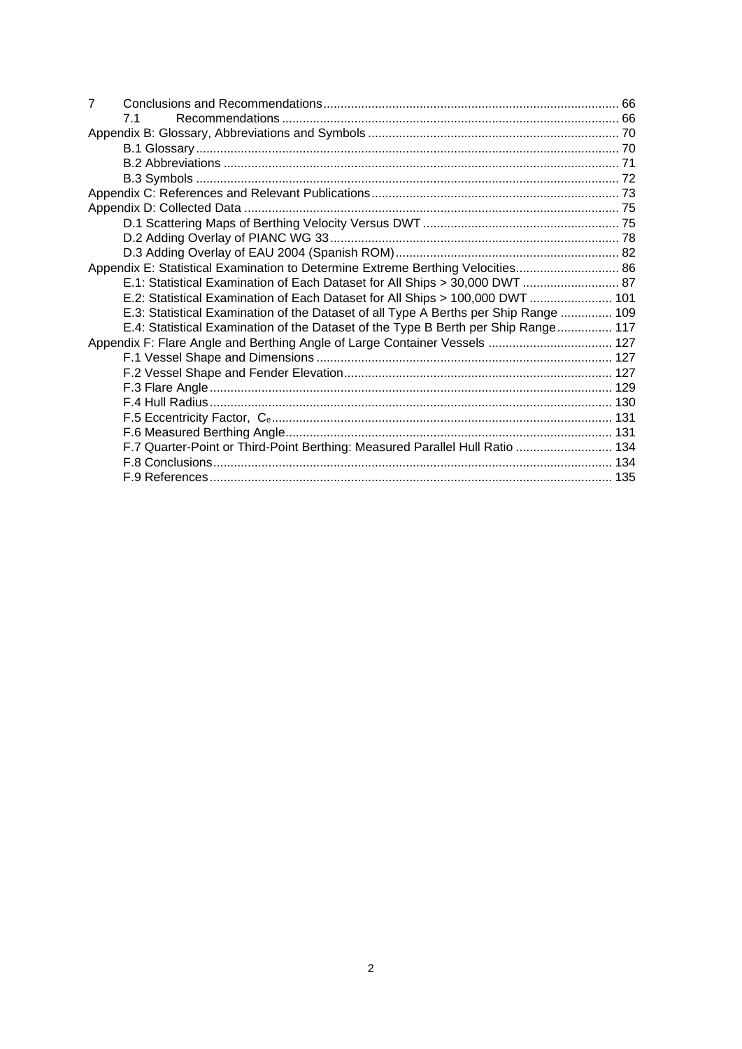7 Conclusions and Recommendations ..... 66

  7.1 Recommendations ..... 66

Appendix B: Glossary, Abbreviations and Symbols ..... 70

  B.1 Glossary ..... 70

  B.2 Abbreviations ..... 71

  B.3 Symbols ..... 72

Appendix C: References and Relevant Publications ..... 73

Appendix D: Collected Data ..... 75

  D.1 Scattering Maps of Berthing Velocity Versus DWT ..... 75

  D.2 Adding Overlay of PIANC WG 33 ..... 78

  D.3 Adding Overlay of EAU 2004 (Spanish ROM) ..... 82

Appendix E: Statistical Examination to Determine Extreme Berthing Velocities ..... 86

  E.1: Statistical Examination of Each Dataset for All Ships > 30,000 DWT ..... 87

  E.2: Statistical Examination of Each Dataset for All Ships > 100,000 DWT ..... 101

  E.3: Statistical Examination of the Dataset of all Type A Berths per Ship Range ..... 109

  E.4: Statistical Examination of the Dataset of the Type B Berth per Ship Range ..... 117

Appendix F: Flare Angle and Berthing Angle of Large Container Vessels ..... 127

  F.1 Vessel Shape and Dimensions ..... 127

  F.2 Vessel Shape and Fender Elevation ..... 127

  F.3 Flare Angle ..... 129

  F.4 Hull Radius ..... 130

  F.5 Eccentricity Factor, $C_e$ ..... 131

  F.6 Measured Berthing Angle ..... 131

  F.7 Quarter-Point or Third-Point Berthing: Measured Parallel Hull Ratio ..... 134

  F.8 Conclusions ..... 134

  F.9 References ..... 135